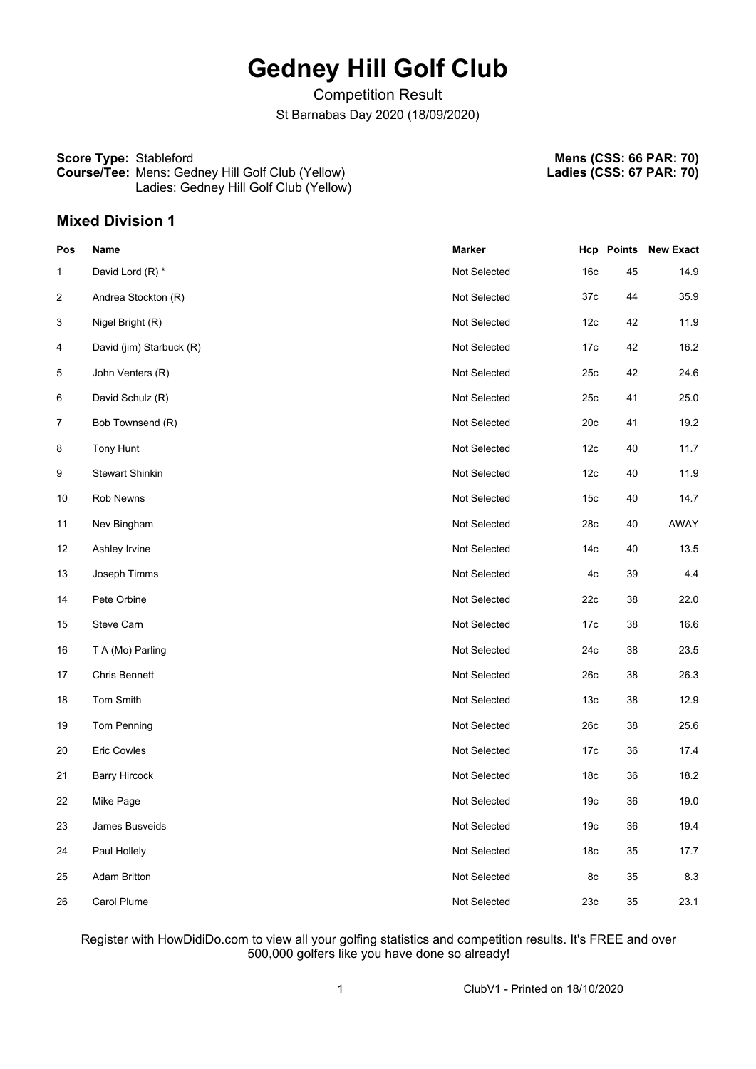# Gedney Hill Golf Club

Competition Result

St Barnabas Day 2020 (18/09/2020)

**Score Type:** Stableford
**Course/Tee:** Mens: Gedney Hill Golf Club (Yellow)
Ladies: Gedney Hill Golf Club (Yellow)

**Mens (CSS: 66 PAR: 70)**
**Ladies (CSS: 67 PAR: 70)**

## Mixed Division 1

| Pos | Name | Marker | Hcp | Points | New Exact |
|---|---|---|---|---|---|
| 1 | David Lord (R) * | Not Selected | 16c | 45 | 14.9 |
| 2 | Andrea Stockton (R) | Not Selected | 37c | 44 | 35.9 |
| 3 | Nigel Bright (R) | Not Selected | 12c | 42 | 11.9 |
| 4 | David (jim) Starbuck (R) | Not Selected | 17c | 42 | 16.2 |
| 5 | John Venters (R) | Not Selected | 25c | 42 | 24.6 |
| 6 | David Schulz (R) | Not Selected | 25c | 41 | 25.0 |
| 7 | Bob Townsend (R) | Not Selected | 20c | 41 | 19.2 |
| 8 | Tony Hunt | Not Selected | 12c | 40 | 11.7 |
| 9 | Stewart Shinkin | Not Selected | 12c | 40 | 11.9 |
| 10 | Rob Newns | Not Selected | 15c | 40 | 14.7 |
| 11 | Nev Bingham | Not Selected | 28c | 40 | AWAY |
| 12 | Ashley Irvine | Not Selected | 14c | 40 | 13.5 |
| 13 | Joseph Timms | Not Selected | 4c | 39 | 4.4 |
| 14 | Pete Orbine | Not Selected | 22c | 38 | 22.0 |
| 15 | Steve Carn | Not Selected | 17c | 38 | 16.6 |
| 16 | T A (Mo) Parling | Not Selected | 24c | 38 | 23.5 |
| 17 | Chris Bennett | Not Selected | 26c | 38 | 26.3 |
| 18 | Tom Smith | Not Selected | 13c | 38 | 12.9 |
| 19 | Tom Penning | Not Selected | 26c | 38 | 25.6 |
| 20 | Eric Cowles | Not Selected | 17c | 36 | 17.4 |
| 21 | Barry Hircock | Not Selected | 18c | 36 | 18.2 |
| 22 | Mike Page | Not Selected | 19c | 36 | 19.0 |
| 23 | James Busveids | Not Selected | 19c | 36 | 19.4 |
| 24 | Paul Hollely | Not Selected | 18c | 35 | 17.7 |
| 25 | Adam Britton | Not Selected | 8c | 35 | 8.3 |
| 26 | Carol Plume | Not Selected | 23c | 35 | 23.1 |

Register with HowDidiDo.com to view all your golfing statistics and competition results. It's FREE and over 500,000 golfers like you have done so already!

ClubV1 - Printed on 18/10/2020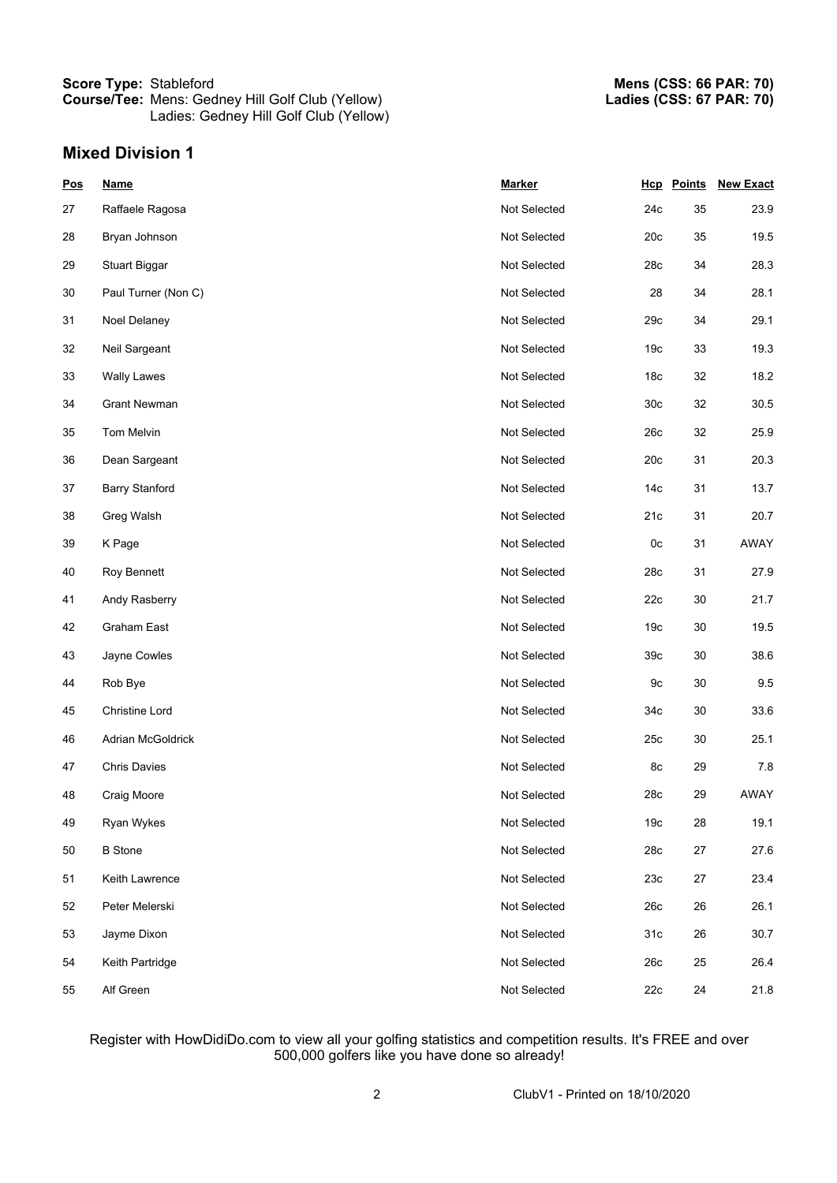**Score Type:** Stableford
**Course/Tee:** Mens: Gedney Hill Golf Club (Yellow)
Ladies: Gedney Hill Golf Club (Yellow)

**Mens (CSS: 66 PAR: 70)**
**Ladies (CSS: 67 PAR: 70)**

## Mixed Division 1

| Pos | Name | Marker | Hcp | Points | New Exact |
|---|---|---|---|---|---|
| 27 | Raffaele Ragosa | Not Selected | 24c | 35 | 23.9 |
| 28 | Bryan Johnson | Not Selected | 20c | 35 | 19.5 |
| 29 | Stuart Biggar | Not Selected | 28c | 34 | 28.3 |
| 30 | Paul Turner (Non C) | Not Selected | 28 | 34 | 28.1 |
| 31 | Noel Delaney | Not Selected | 29c | 34 | 29.1 |
| 32 | Neil Sargeant | Not Selected | 19c | 33 | 19.3 |
| 33 | Wally Lawes | Not Selected | 18c | 32 | 18.2 |
| 34 | Grant Newman | Not Selected | 30c | 32 | 30.5 |
| 35 | Tom Melvin | Not Selected | 26c | 32 | 25.9 |
| 36 | Dean Sargeant | Not Selected | 20c | 31 | 20.3 |
| 37 | Barry Stanford | Not Selected | 14c | 31 | 13.7 |
| 38 | Greg Walsh | Not Selected | 21c | 31 | 20.7 |
| 39 | K Page | Not Selected | 0c | 31 | AWAY |
| 40 | Roy Bennett | Not Selected | 28c | 31 | 27.9 |
| 41 | Andy Rasberry | Not Selected | 22c | 30 | 21.7 |
| 42 | Graham East | Not Selected | 19c | 30 | 19.5 |
| 43 | Jayne Cowles | Not Selected | 39c | 30 | 38.6 |
| 44 | Rob Bye | Not Selected | 9c | 30 | 9.5 |
| 45 | Christine Lord | Not Selected | 34c | 30 | 33.6 |
| 46 | Adrian McGoldrick | Not Selected | 25c | 30 | 25.1 |
| 47 | Chris Davies | Not Selected | 8c | 29 | 7.8 |
| 48 | Craig Moore | Not Selected | 28c | 29 | AWAY |
| 49 | Ryan Wykes | Not Selected | 19c | 28 | 19.1 |
| 50 | B Stone | Not Selected | 28c | 27 | 27.6 |
| 51 | Keith Lawrence | Not Selected | 23c | 27 | 23.4 |
| 52 | Peter Melerski | Not Selected | 26c | 26 | 26.1 |
| 53 | Jayme Dixon | Not Selected | 31c | 26 | 30.7 |
| 54 | Keith Partridge | Not Selected | 26c | 25 | 26.4 |
| 55 | Alf Green | Not Selected | 22c | 24 | 21.8 |

Register with HowDidiDo.com to view all your golfing statistics and competition results. It's FREE and over 500,000 golfers like you have done so already!

ClubV1 - Printed on 18/10/2020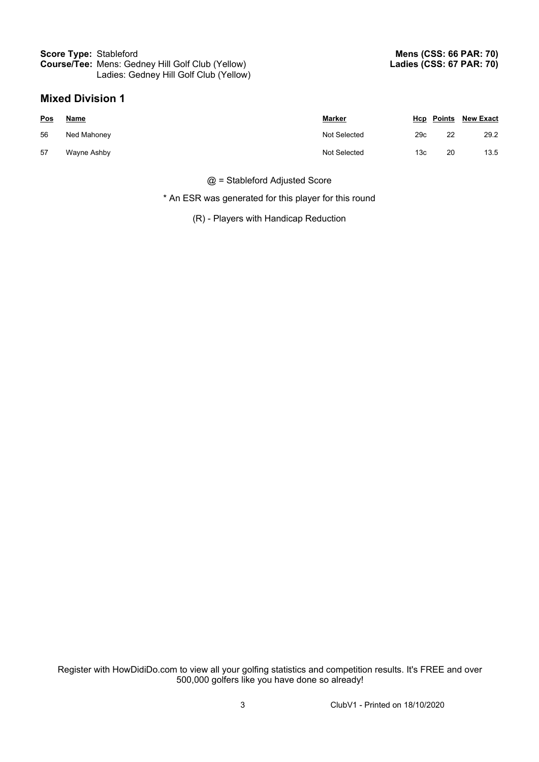**Score Type:** Stableford
**Course/Tee:** Mens: Gedney Hill Golf Club (Yellow)
Ladies: Gedney Hill Golf Club (Yellow)

**Mens (CSS: 66 PAR: 70)**
**Ladies (CSS: 67 PAR: 70)**

## Mixed Division 1

| Pos | Name | Marker | Hcp | Points | New Exact |
|---|---|---|---|---|---|
| 56 | Ned Mahoney | Not Selected | 29c | 22 | 29.2 |
| 57 | Wayne Ashby | Not Selected | 13c | 20 | 13.5 |

@ = Stableford Adjusted Score

* An ESR was generated for this player for this round

(R) - Players with Handicap Reduction

Register with HowDidiDo.com to view all your golfing statistics and competition results. It's FREE and over 500,000 golfers like you have done so already!

ClubV1 - Printed on 18/10/2020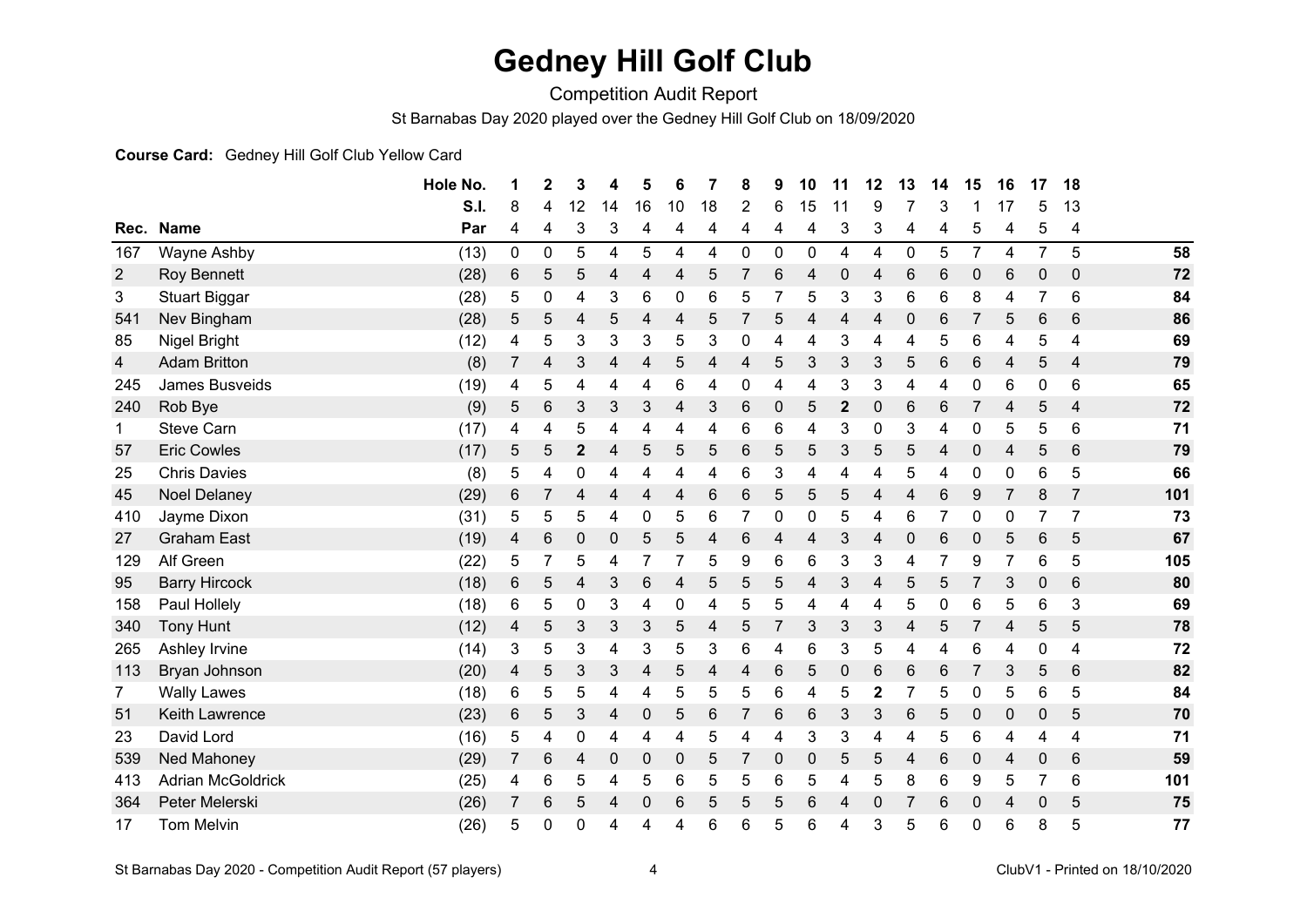# Gedney Hill Golf Club

Competition Audit Report

St Barnabas Day 2020 played over the Gedney Hill Golf Club on 18/09/2020

**Course Card:** Gedney Hill Golf Club Yellow Card

| | | Hole No. | 1 | 2 | 3 | 4 | 5 | 6 | 7 | 8 | 9 | 10 | 11 | 12 | 13 | 14 | 15 | 16 | 17 | 18 | |
|---|---|---|---|---|---|---|---|---|---|---|---|---|---|---|---|---|---|---|---|---|---|
| | | S.I. | 8 | 4 | 12 | 14 | 16 | 10 | 18 | 2 | 6 | 15 | 11 | 9 | 7 | 3 | 1 | 17 | 5 | 13 | |
| **Rec.** | **Name** | **Par** | 4 | 4 | 3 | 3 | 4 | 4 | 4 | 4 | 4 | 4 | 3 | 3 | 4 | 4 | 5 | 4 | 5 | 4 | |
| 167 | Wayne Ashby | (13) | 0 | 0 | 5 | 4 | 5 | 4 | 4 | 0 | 0 | 0 | 4 | 4 | 0 | 5 | 7 | 4 | 7 | 5 | **58** |
| 2 | Roy Bennett | (28) | 6 | 5 | 5 | 4 | 4 | 4 | 5 | 7 | 6 | 4 | 0 | 4 | 6 | 6 | 0 | 6 | 0 | 0 | **72** |
| 3 | Stuart Biggar | (28) | 5 | 0 | 4 | 3 | 6 | 0 | 6 | 5 | 7 | 5 | 3 | 3 | 6 | 6 | 8 | 4 | 7 | 6 | **84** |
| 541 | Nev Bingham | (28) | 5 | 5 | 4 | 5 | 4 | 4 | 5 | 7 | 5 | 4 | 4 | 4 | 0 | 6 | 7 | 5 | 6 | 6 | **86** |
| 85 | Nigel Bright | (12) | 4 | 5 | 3 | 3 | 3 | 5 | 3 | 0 | 4 | 4 | 3 | 4 | 4 | 5 | 6 | 4 | 5 | 4 | **69** |
| 4 | Adam Britton | (8) | 7 | 4 | 3 | 4 | 4 | 5 | 4 | 4 | 5 | 3 | 3 | 3 | 5 | 6 | 6 | 4 | 5 | 4 | **79** |
| 245 | James Busveids | (19) | 4 | 5 | 4 | 4 | 4 | 6 | 4 | 0 | 4 | 4 | 3 | 3 | 4 | 4 | 0 | 6 | 0 | 6 | **65** |
| 240 | Rob Bye | (9) | 5 | 6 | 3 | 3 | 3 | 4 | 3 | 6 | 0 | 5 | **2** | 0 | 6 | 6 | 7 | 4 | 5 | 4 | **72** |
| 1 | Steve Carn | (17) | 4 | 4 | 5 | 4 | 4 | 4 | 4 | 6 | 6 | 4 | 3 | 0 | 3 | 4 | 0 | 5 | 5 | 6 | **71** |
| 57 | Eric Cowles | (17) | 5 | 5 | **2** | 4 | 5 | 5 | 5 | 6 | 5 | 5 | 3 | 5 | 5 | 4 | 0 | 4 | 5 | 6 | **79** |
| 25 | Chris Davies | (8) | 5 | 4 | 0 | 4 | 4 | 4 | 4 | 6 | 3 | 4 | 4 | 4 | 5 | 4 | 0 | 0 | 6 | 5 | **66** |
| 45 | Noel Delaney | (29) | 6 | 7 | 4 | 4 | 4 | 4 | 6 | 6 | 5 | 5 | 5 | 4 | 4 | 6 | 9 | 7 | 8 | 7 | **101** |
| 410 | Jayme Dixon | (31) | 5 | 5 | 5 | 4 | 0 | 5 | 6 | 7 | 0 | 0 | 5 | 4 | 6 | 7 | 0 | 0 | 7 | 7 | **73** |
| 27 | Graham East | (19) | 4 | 6 | 0 | 0 | 5 | 5 | 4 | 6 | 4 | 4 | 3 | 4 | 0 | 6 | 0 | 5 | 6 | 5 | **67** |
| 129 | Alf Green | (22) | 5 | 7 | 5 | 4 | 7 | 7 | 5 | 9 | 6 | 6 | 3 | 3 | 4 | 7 | 9 | 7 | 6 | 5 | **105** |
| 95 | Barry Hircock | (18) | 6 | 5 | 4 | 3 | 6 | 4 | 5 | 5 | 5 | 4 | 3 | 4 | 5 | 5 | 7 | 3 | 0 | 6 | **80** |
| 158 | Paul Hollely | (18) | 6 | 5 | 0 | 3 | 4 | 0 | 4 | 5 | 5 | 4 | 4 | 4 | 5 | 0 | 6 | 5 | 6 | 3 | **69** |
| 340 | Tony Hunt | (12) | 4 | 5 | 3 | 3 | 3 | 5 | 4 | 5 | 7 | 3 | 3 | 3 | 4 | 5 | 7 | 4 | 5 | 5 | **78** |
| 265 | Ashley Irvine | (14) | 3 | 5 | 3 | 4 | 3 | 5 | 3 | 6 | 4 | 6 | 3 | 5 | 4 | 4 | 6 | 4 | 0 | 4 | **72** |
| 113 | Bryan Johnson | (20) | 4 | 5 | 3 | 3 | 4 | 5 | 4 | 4 | 6 | 5 | 0 | 6 | 6 | 6 | 7 | 3 | 5 | 6 | **82** |
| 7 | Wally Lawes | (18) | 6 | 5 | 5 | 4 | 4 | 5 | 5 | 5 | 6 | 4 | 5 | **2** | 7 | 5 | 0 | 5 | 6 | 5 | **84** |
| 51 | Keith Lawrence | (23) | 6 | 5 | 3 | 4 | 0 | 5 | 6 | 7 | 6 | 6 | 3 | 3 | 6 | 5 | 0 | 0 | 0 | 5 | **70** |
| 23 | David Lord | (16) | 5 | 4 | 0 | 4 | 4 | 4 | 5 | 4 | 4 | 3 | 3 | 4 | 4 | 5 | 6 | 4 | 4 | 4 | **71** |
| 539 | Ned Mahoney | (29) | 7 | 6 | 4 | 0 | 0 | 0 | 5 | 7 | 0 | 0 | 5 | 5 | 4 | 6 | 0 | 4 | 0 | 6 | **59** |
| 413 | Adrian McGoldrick | (25) | 4 | 6 | 5 | 4 | 5 | 6 | 5 | 5 | 6 | 5 | 4 | 5 | 8 | 6 | 9 | 5 | 7 | 6 | **101** |
| 364 | Peter Melerski | (26) | 7 | 6 | 5 | 4 | 0 | 6 | 5 | 5 | 5 | 6 | 4 | 0 | 7 | 6 | 0 | 4 | 0 | 5 | **75** |
| 17 | Tom Melvin | (26) | 5 | 0 | 0 | 4 | 4 | 4 | 6 | 6 | 5 | 6 | 4 | 3 | 5 | 6 | 0 | 6 | 8 | 5 | **77** |

St Barnabas Day 2020 - Competition Audit Report (57 players)

ClubV1 - Printed on 18/10/2020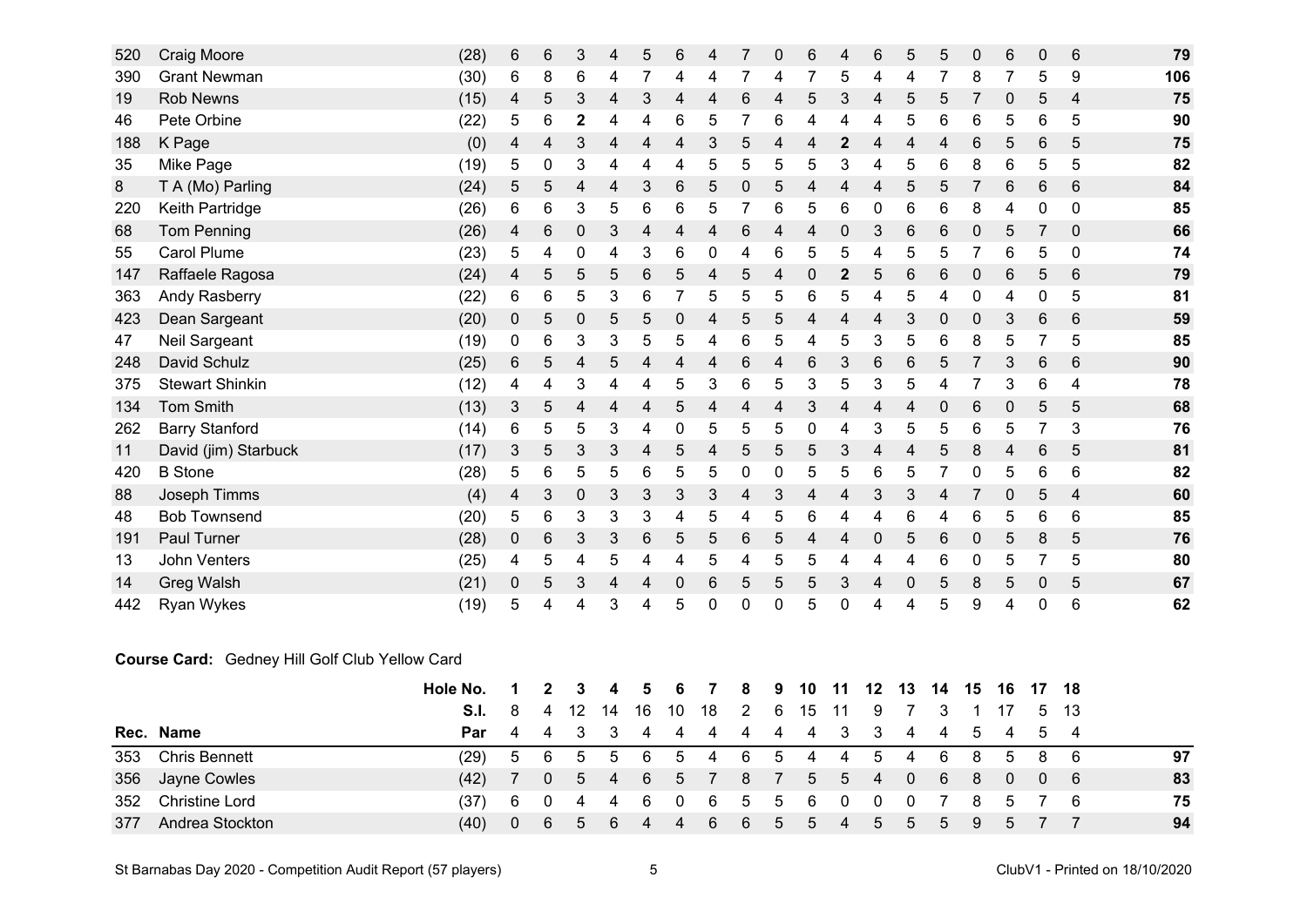| | | | | | | | | | | | | | | | | | | | | | | |
|---|---|---|---|---|---|---|---|---|---|---|---|---|---|---|---|---|---|---|---|---|---|---|
| 520 | Craig Moore | (28) | 6 | 6 | 3 | 4 | 5 | 6 | 4 | 7 | 0 | 6 | 4 | 6 | 5 | 5 | 0 | 6 | 0 | 6 | 79 |
| 390 | Grant Newman | (30) | 6 | 8 | 6 | 4 | 7 | 4 | 4 | 7 | 4 | 7 | 5 | 4 | 4 | 7 | 8 | 7 | 5 | 9 | 106 |
| 19 | Rob Newns | (15) | 4 | 5 | 3 | 4 | 3 | 4 | 4 | 6 | 4 | 5 | 3 | 4 | 5 | 5 | 7 | 0 | 5 | 4 | 75 |
| 46 | Pete Orbine | (22) | 5 | 6 | **2** | 4 | 4 | 6 | 5 | 7 | 6 | 4 | 4 | 4 | 5 | 6 | 6 | 5 | 6 | 5 | 90 |
| 188 | K Page | (0) | 4 | 4 | 3 | 4 | 4 | 4 | 3 | 5 | 4 | 4 | **2** | 4 | 4 | 4 | 6 | 5 | 6 | 5 | 75 |
| 35 | Mike Page | (19) | 5 | 0 | 3 | 4 | 4 | 4 | 5 | 5 | 5 | 5 | 3 | 4 | 5 | 6 | 8 | 6 | 5 | 5 | 82 |
| 8 | T A (Mo) Parling | (24) | 5 | 5 | 4 | 4 | 3 | 6 | 5 | 0 | 5 | 4 | 4 | 4 | 5 | 5 | 7 | 6 | 6 | 6 | 84 |
| 220 | Keith Partridge | (26) | 6 | 6 | 3 | 5 | 6 | 6 | 5 | 7 | 6 | 5 | 6 | 0 | 6 | 6 | 8 | 4 | 0 | 0 | 85 |
| 68 | Tom Penning | (26) | 4 | 6 | 0 | 3 | 4 | 4 | 4 | 6 | 4 | 4 | 0 | 3 | 6 | 6 | 0 | 5 | 7 | 0 | 66 |
| 55 | Carol Plume | (23) | 5 | 4 | 0 | 4 | 3 | 6 | 0 | 4 | 6 | 5 | 5 | 4 | 5 | 5 | 7 | 6 | 5 | 0 | 74 |
| 147 | Raffaele Ragosa | (24) | 4 | 5 | 5 | 5 | 6 | 5 | 4 | 5 | 4 | 0 | **2** | 5 | 6 | 6 | 0 | 6 | 5 | 6 | 79 |
| 363 | Andy Rasberry | (22) | 6 | 6 | 5 | 3 | 6 | 7 | 5 | 5 | 5 | 6 | 5 | 4 | 5 | 4 | 0 | 4 | 0 | 5 | 81 |
| 423 | Dean Sargeant | (20) | 0 | 5 | 0 | 5 | 5 | 0 | 4 | 5 | 5 | 4 | 4 | 4 | 3 | 0 | 0 | 3 | 6 | 6 | 59 |
| 47 | Neil Sargeant | (19) | 0 | 6 | 3 | 3 | 5 | 5 | 4 | 6 | 5 | 4 | 5 | 3 | 5 | 6 | 8 | 5 | 7 | 5 | 85 |
| 248 | David Schulz | (25) | 6 | 5 | 4 | 5 | 4 | 4 | 4 | 6 | 4 | 6 | 3 | 6 | 6 | 5 | 7 | 3 | 6 | 6 | 90 |
| 375 | Stewart Shinkin | (12) | 4 | 4 | 3 | 4 | 4 | 5 | 3 | 6 | 5 | 3 | 5 | 3 | 5 | 4 | 7 | 3 | 6 | 4 | 78 |
| 134 | Tom Smith | (13) | 3 | 5 | 4 | 4 | 4 | 5 | 4 | 4 | 4 | 3 | 4 | 4 | 4 | 0 | 6 | 0 | 5 | 5 | 68 |
| 262 | Barry Stanford | (14) | 6 | 5 | 5 | 3 | 4 | 0 | 5 | 5 | 5 | 0 | 4 | 3 | 5 | 5 | 6 | 5 | 7 | 3 | 76 |
| 11 | David (jim) Starbuck | (17) | 3 | 5 | 3 | 3 | 4 | 5 | 4 | 5 | 5 | 5 | 3 | 4 | 4 | 5 | 8 | 4 | 6 | 5 | 81 |
| 420 | B Stone | (28) | 5 | 6 | 5 | 5 | 6 | 5 | 5 | 0 | 0 | 5 | 5 | 6 | 5 | 7 | 0 | 5 | 6 | 6 | 82 |
| 88 | Joseph Timms | (4) | 4 | 3 | 0 | 3 | 3 | 3 | 3 | 4 | 3 | 4 | 4 | 3 | 3 | 4 | 7 | 0 | 5 | 4 | 60 |
| 48 | Bob Townsend | (20) | 5 | 6 | 3 | 3 | 3 | 4 | 5 | 4 | 5 | 6 | 4 | 4 | 6 | 4 | 6 | 5 | 6 | 6 | 85 |
| 191 | Paul Turner | (28) | 0 | 6 | 3 | 3 | 6 | 5 | 5 | 6 | 5 | 4 | 4 | 0 | 5 | 6 | 0 | 5 | 8 | 5 | 76 |
| 13 | John Venters | (25) | 4 | 5 | 4 | 5 | 4 | 4 | 5 | 4 | 5 | 5 | 4 | 4 | 4 | 6 | 0 | 5 | 7 | 5 | 80 |
| 14 | Greg Walsh | (21) | 0 | 5 | 3 | 4 | 4 | 0 | 6 | 5 | 5 | 5 | 3 | 4 | 0 | 5 | 8 | 5 | 0 | 5 | 67 |
| 442 | Ryan Wykes | (19) | 5 | 4 | 4 | 3 | 4 | 5 | 0 | 0 | 0 | 5 | 0 | 4 | 4 | 5 | 9 | 4 | 0 | 6 | 62 |

**Course Card:** Gedney Hill Golf Club Yellow Card

| Rec. | Name | Hole No. | 1 | 2 | 3 | 4 | 5 | 6 | 7 | 8 | 9 | 10 | 11 | 12 | 13 | 14 | 15 | 16 | 17 | 18 | |
|---|---|---|---|---|---|---|---|---|---|---|---|---|---|---|---|---|---|---|---|---|---|
| | | S.I. | 8 | 4 | 12 | 14 | 16 | 10 | 18 | 2 | 6 | 15 | 11 | 9 | 7 | 3 | 1 | 17 | 5 | 13 | |
| | | Par | 4 | 4 | 3 | 3 | 4 | 4 | 4 | 4 | 4 | 4 | 3 | 3 | 4 | 4 | 5 | 4 | 5 | 4 | |
| 353 | Chris Bennett | (29) | 5 | 6 | 5 | 5 | 6 | 5 | 4 | 6 | 5 | 4 | 4 | 5 | 4 | 6 | 8 | 5 | 8 | 6 | 97 |
| 356 | Jayne Cowles | (42) | 7 | 0 | 5 | 4 | 6 | 5 | 7 | 8 | 7 | 5 | 5 | 4 | 0 | 6 | 8 | 0 | 0 | 6 | 83 |
| 352 | Christine Lord | (37) | 6 | 0 | 4 | 4 | 6 | 0 | 6 | 5 | 5 | 6 | 0 | 0 | 0 | 7 | 8 | 5 | 7 | 6 | 75 |
| 377 | Andrea Stockton | (40) | 0 | 6 | 5 | 6 | 4 | 4 | 6 | 6 | 5 | 5 | 4 | 5 | 5 | 5 | 9 | 5 | 7 | 7 | 94 |

St Barnabas Day 2020 - Competition Audit Report (57 players) — ClubV1 - Printed on 18/10/2020